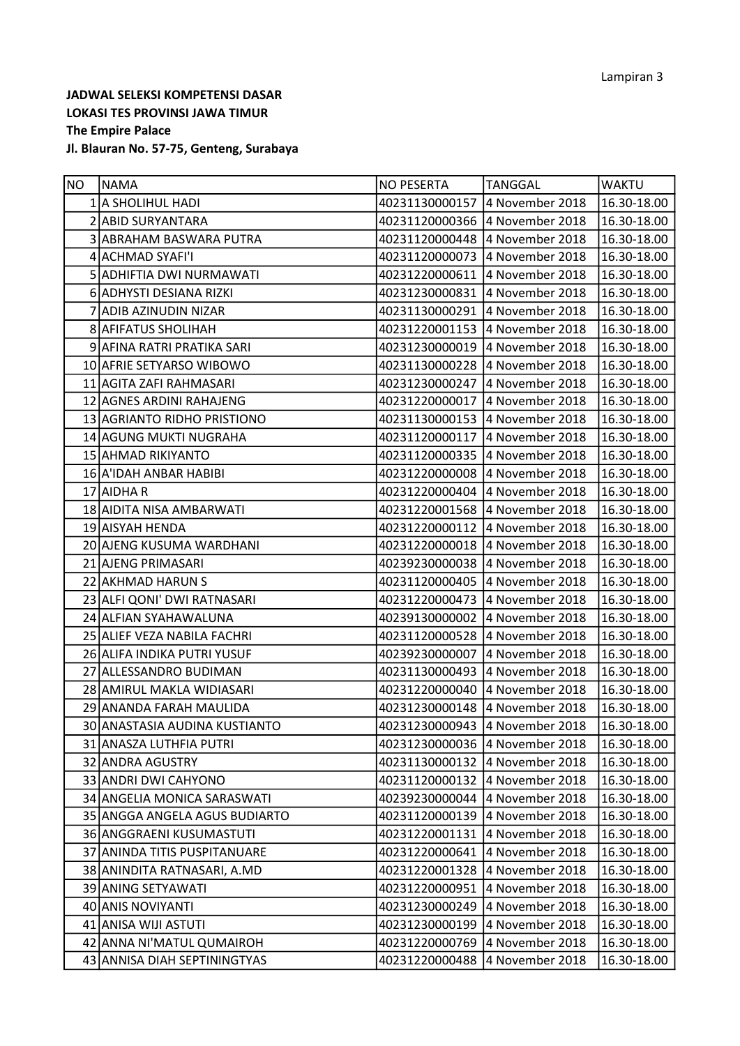Lampiran 3

**JADWAL SELEKSI KOMPETENSI DASAR**
**LOKASI TES PROVINSI JAWA TIMUR**
**The Empire Palace**
**Jl. Blauran No. 57-75, Genteng, Surabaya**

| NO | NAMA | NO PESERTA | TANGGAL | WAKTU |
|---|---|---|---|---|
| 1 | A SHOLIHUL HADI | 40231130000157 | 4 November 2018 | 16.30-18.00 |
| 2 | ABID SURYANTARA | 40231120000366 | 4 November 2018 | 16.30-18.00 |
| 3 | ABRAHAM BASWARA PUTRA | 40231120000448 | 4 November 2018 | 16.30-18.00 |
| 4 | ACHMAD SYAFI'I | 40231120000073 | 4 November 2018 | 16.30-18.00 |
| 5 | ADHIFTIA DWI NURMAWATI | 40231220000611 | 4 November 2018 | 16.30-18.00 |
| 6 | ADHYSTI DESIANA RIZKI | 40231230000831 | 4 November 2018 | 16.30-18.00 |
| 7 | ADIB AZINUDIN NIZAR | 40231130000291 | 4 November 2018 | 16.30-18.00 |
| 8 | AFIFATUS SHOLIHAH | 40231220001153 | 4 November 2018 | 16.30-18.00 |
| 9 | AFINA RATRI PRATIKA SARI | 40231230000019 | 4 November 2018 | 16.30-18.00 |
| 10 | AFRIE SETYARSO WIBOWO | 40231130000228 | 4 November 2018 | 16.30-18.00 |
| 11 | AGITA ZAFI RAHMASARI | 40231230000247 | 4 November 2018 | 16.30-18.00 |
| 12 | AGNES ARDINI RAHAJENG | 40231220000017 | 4 November 2018 | 16.30-18.00 |
| 13 | AGRIANTO RIDHO PRISTIONO | 40231130000153 | 4 November 2018 | 16.30-18.00 |
| 14 | AGUNG MUKTI NUGRAHA | 40231120000117 | 4 November 2018 | 16.30-18.00 |
| 15 | AHMAD RIKIYANTO | 40231120000335 | 4 November 2018 | 16.30-18.00 |
| 16 | A'IDAH ANBAR HABIBI | 40231220000008 | 4 November 2018 | 16.30-18.00 |
| 17 | AIDHA R | 40231220000404 | 4 November 2018 | 16.30-18.00 |
| 18 | AIDITA NISA AMBARWATI | 40231220001568 | 4 November 2018 | 16.30-18.00 |
| 19 | AISYAH HENDA | 40231220000112 | 4 November 2018 | 16.30-18.00 |
| 20 | AJENG KUSUMA WARDHANI | 40231220000018 | 4 November 2018 | 16.30-18.00 |
| 21 | AJENG PRIMASARI | 40239230000038 | 4 November 2018 | 16.30-18.00 |
| 22 | AKHMAD HARUN S | 40231120000405 | 4 November 2018 | 16.30-18.00 |
| 23 | ALFI QONI' DWI RATNASARI | 40231220000473 | 4 November 2018 | 16.30-18.00 |
| 24 | ALFIAN SYAHAWALUNA | 40239130000002 | 4 November 2018 | 16.30-18.00 |
| 25 | ALIEF VEZA NABILA FACHRI | 40231120000528 | 4 November 2018 | 16.30-18.00 |
| 26 | ALIFA INDIKA PUTRI YUSUF | 40239230000007 | 4 November 2018 | 16.30-18.00 |
| 27 | ALLESSANDRO BUDIMAN | 40231130000493 | 4 November 2018 | 16.30-18.00 |
| 28 | AMIRUL MAKLA WIDIASARI | 40231220000040 | 4 November 2018 | 16.30-18.00 |
| 29 | ANANDA FARAH MAULIDA | 40231230000148 | 4 November 2018 | 16.30-18.00 |
| 30 | ANASTASIA AUDINA KUSTIANTO | 40231230000943 | 4 November 2018 | 16.30-18.00 |
| 31 | ANASZA LUTHFIA PUTRI | 40231230000036 | 4 November 2018 | 16.30-18.00 |
| 32 | ANDRA AGUSTRY | 40231130000132 | 4 November 2018 | 16.30-18.00 |
| 33 | ANDRI DWI CAHYONO | 40231120000132 | 4 November 2018 | 16.30-18.00 |
| 34 | ANGELIA MONICA SARASWATI | 40239230000044 | 4 November 2018 | 16.30-18.00 |
| 35 | ANGGA ANGELA AGUS BUDIARTO | 40231120000139 | 4 November 2018 | 16.30-18.00 |
| 36 | ANGGRAENI KUSUMASTUTI | 40231220001131 | 4 November 2018 | 16.30-18.00 |
| 37 | ANINDA TITIS PUSPITANUARE | 40231220000641 | 4 November 2018 | 16.30-18.00 |
| 38 | ANINDITA RATNASARI, A.MD | 40231220001328 | 4 November 2018 | 16.30-18.00 |
| 39 | ANING SETYAWATI | 40231220000951 | 4 November 2018 | 16.30-18.00 |
| 40 | ANIS NOVIYANTI | 40231230000249 | 4 November 2018 | 16.30-18.00 |
| 41 | ANISA WIJI ASTUTI | 40231230000199 | 4 November 2018 | 16.30-18.00 |
| 42 | ANNA NI'MATUL QUMAIROH | 40231220000769 | 4 November 2018 | 16.30-18.00 |
| 43 | ANNISA DIAH SEPTININGTYAS | 40231220000488 | 4 November 2018 | 16.30-18.00 |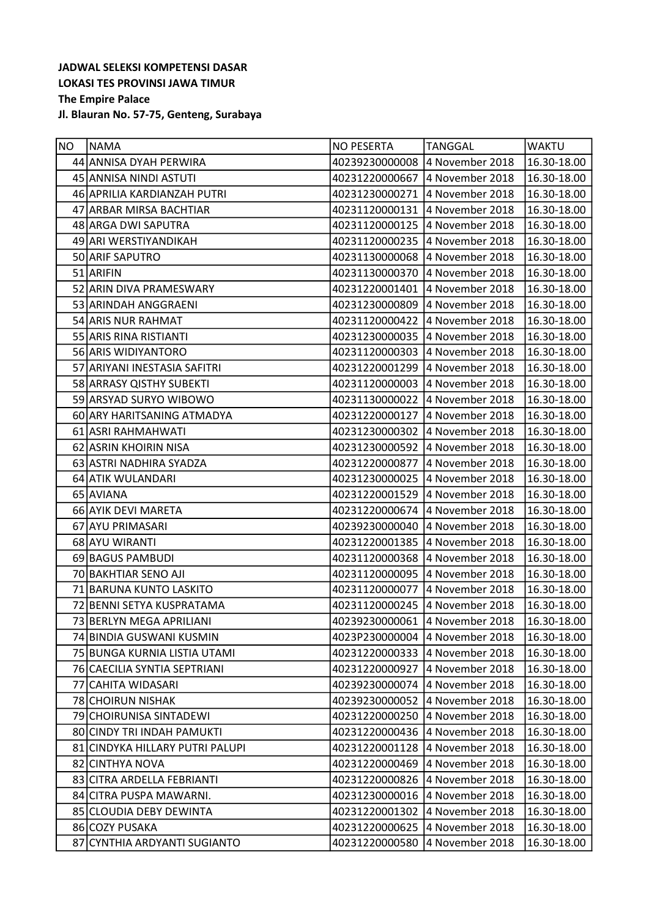**JADWAL SELEKSI KOMPETENSI DASAR**
**LOKASI TES PROVINSI JAWA TIMUR**
**The Empire Palace**
**Jl. Blauran No. 57-75, Genteng, Surabaya**

| NO | NAMA | NO PESERTA | TANGGAL | WAKTU |
|---|---|---|---|---|
| 44 | ANNISA DYAH PERWIRA | 40239230000008 | 4 November 2018 | 16.30-18.00 |
| 45 | ANNISA NINDI ASTUTI | 40231220000667 | 4 November 2018 | 16.30-18.00 |
| 46 | APRILIA KARDIANZAH PUTRI | 40231230000271 | 4 November 2018 | 16.30-18.00 |
| 47 | ARBAR MIRSA BACHTIAR | 40231120000131 | 4 November 2018 | 16.30-18.00 |
| 48 | ARGA DWI SAPUTRA | 40231120000125 | 4 November 2018 | 16.30-18.00 |
| 49 | ARI WERSTIYANDIKAH | 40231120000235 | 4 November 2018 | 16.30-18.00 |
| 50 | ARIF SAPUTRO | 40231130000068 | 4 November 2018 | 16.30-18.00 |
| 51 | ARIFIN | 40231130000370 | 4 November 2018 | 16.30-18.00 |
| 52 | ARIN DIVA PRAMESWARY | 40231220001401 | 4 November 2018 | 16.30-18.00 |
| 53 | ARINDAH ANGGRAENI | 40231230000809 | 4 November 2018 | 16.30-18.00 |
| 54 | ARIS NUR RAHMAT | 40231120000422 | 4 November 2018 | 16.30-18.00 |
| 55 | ARIS RINA RISTIANTI | 40231230000035 | 4 November 2018 | 16.30-18.00 |
| 56 | ARIS WIDIYANTORO | 40231120000303 | 4 November 2018 | 16.30-18.00 |
| 57 | ARIYANI INESTASIA SAFITRI | 40231220001299 | 4 November 2018 | 16.30-18.00 |
| 58 | ARRASY QISTHY SUBEKTI | 40231120000003 | 4 November 2018 | 16.30-18.00 |
| 59 | ARSYAD SURYO WIBOWO | 40231130000022 | 4 November 2018 | 16.30-18.00 |
| 60 | ARY HARITSANING ATMADYA | 40231220000127 | 4 November 2018 | 16.30-18.00 |
| 61 | ASRI RAHMAHWATI | 40231230000302 | 4 November 2018 | 16.30-18.00 |
| 62 | ASRIN KHOIRIN NISA | 40231230000592 | 4 November 2018 | 16.30-18.00 |
| 63 | ASTRI NADHIRA SYADZA | 40231220000877 | 4 November 2018 | 16.30-18.00 |
| 64 | ATIK WULANDARI | 40231230000025 | 4 November 2018 | 16.30-18.00 |
| 65 | AVIANA | 40231220001529 | 4 November 2018 | 16.30-18.00 |
| 66 | AYIK DEVI MARETA | 40231220000674 | 4 November 2018 | 16.30-18.00 |
| 67 | AYU PRIMASARI | 40239230000040 | 4 November 2018 | 16.30-18.00 |
| 68 | AYU WIRANTI | 40231220001385 | 4 November 2018 | 16.30-18.00 |
| 69 | BAGUS PAMBUDI | 40231120000368 | 4 November 2018 | 16.30-18.00 |
| 70 | BAKHTIAR SENO AJI | 40231120000095 | 4 November 2018 | 16.30-18.00 |
| 71 | BARUNA KUNTO LASKITO | 40231120000077 | 4 November 2018 | 16.30-18.00 |
| 72 | BENNI SETYA KUSPRATAMA | 40231120000245 | 4 November 2018 | 16.30-18.00 |
| 73 | BERLYN MEGA APRILIANI | 40239230000061 | 4 November 2018 | 16.30-18.00 |
| 74 | BINDIA GUSWANI KUSMIN | 4023P230000004 | 4 November 2018 | 16.30-18.00 |
| 75 | BUNGA KURNIA LISTIA UTAMI | 40231220000333 | 4 November 2018 | 16.30-18.00 |
| 76 | CAECILIA SYNTIA SEPTRIANI | 40231220000927 | 4 November 2018 | 16.30-18.00 |
| 77 | CAHITA WIDASARI | 40239230000074 | 4 November 2018 | 16.30-18.00 |
| 78 | CHOIRUN NISHAK | 40239230000052 | 4 November 2018 | 16.30-18.00 |
| 79 | CHOIRUNISA SINTADEWI | 40231220000250 | 4 November 2018 | 16.30-18.00 |
| 80 | CINDY TRI INDAH PAMUKTI | 40231220000436 | 4 November 2018 | 16.30-18.00 |
| 81 | CINDYKA HILLARY PUTRI PALUPI | 40231220001128 | 4 November 2018 | 16.30-18.00 |
| 82 | CINTHYA NOVA | 40231220000469 | 4 November 2018 | 16.30-18.00 |
| 83 | CITRA ARDELLA FEBRIANTI | 40231220000826 | 4 November 2018 | 16.30-18.00 |
| 84 | CITRA PUSPA MAWARNI. | 40231230000016 | 4 November 2018 | 16.30-18.00 |
| 85 | CLOUDIA DEBY DEWINTA | 40231220001302 | 4 November 2018 | 16.30-18.00 |
| 86 | COZY PUSAKA | 40231220000625 | 4 November 2018 | 16.30-18.00 |
| 87 | CYNTHIA ARDYANTI SUGIANTO | 40231220000580 | 4 November 2018 | 16.30-18.00 |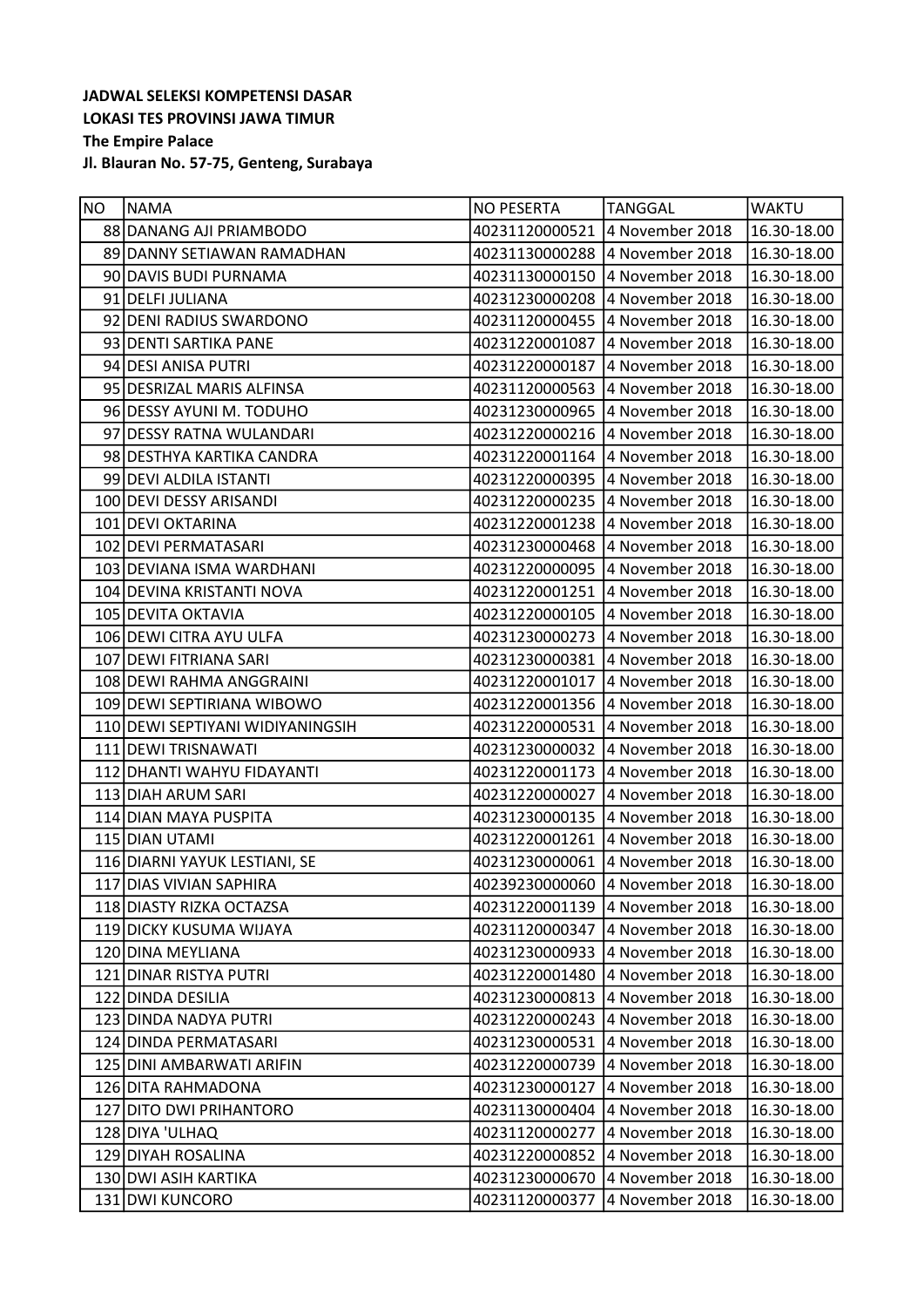**JADWAL SELEKSI KOMPETENSI DASAR**
**LOKASI TES PROVINSI JAWA TIMUR**
**The Empire Palace**
**Jl. Blauran No. 57-75, Genteng, Surabaya**

| NO | NAMA | NO PESERTA | TANGGAL | WAKTU |
|---|---|---|---|---|
| 88 | DANANG AJI PRIAMBODO | 40231120000521 | 4 November 2018 | 16.30-18.00 |
| 89 | DANNY SETIAWAN RAMADHAN | 40231130000288 | 4 November 2018 | 16.30-18.00 |
| 90 | DAVIS BUDI PURNAMA | 40231130000150 | 4 November 2018 | 16.30-18.00 |
| 91 | DELFI JULIANA | 40231230000208 | 4 November 2018 | 16.30-18.00 |
| 92 | DENI RADIUS SWARDONO | 40231120000455 | 4 November 2018 | 16.30-18.00 |
| 93 | DENTI SARTIKA PANE | 40231220001087 | 4 November 2018 | 16.30-18.00 |
| 94 | DESI ANISA PUTRI | 40231220000187 | 4 November 2018 | 16.30-18.00 |
| 95 | DESRIZAL MARIS ALFINSA | 40231120000563 | 4 November 2018 | 16.30-18.00 |
| 96 | DESSY AYUNI M. TODUHO | 40231230000965 | 4 November 2018 | 16.30-18.00 |
| 97 | DESSY RATNA WULANDARI | 40231220000216 | 4 November 2018 | 16.30-18.00 |
| 98 | DESTHYA KARTIKA CANDRA | 40231220001164 | 4 November 2018 | 16.30-18.00 |
| 99 | DEVI ALDILA ISTANTI | 40231220000395 | 4 November 2018 | 16.30-18.00 |
| 100 | DEVI DESSY ARISANDI | 40231220000235 | 4 November 2018 | 16.30-18.00 |
| 101 | DEVI OKTARINA | 40231220001238 | 4 November 2018 | 16.30-18.00 |
| 102 | DEVI PERMATASARI | 40231230000468 | 4 November 2018 | 16.30-18.00 |
| 103 | DEVIANA ISMA WARDHANI | 40231220000095 | 4 November 2018 | 16.30-18.00 |
| 104 | DEVINA KRISTANTI NOVA | 40231220001251 | 4 November 2018 | 16.30-18.00 |
| 105 | DEVITA OKTAVIA | 40231220000105 | 4 November 2018 | 16.30-18.00 |
| 106 | DEWI CITRA AYU ULFA | 40231230000273 | 4 November 2018 | 16.30-18.00 |
| 107 | DEWI FITRIANA SARI | 40231230000381 | 4 November 2018 | 16.30-18.00 |
| 108 | DEWI RAHMA ANGGRAINI | 40231220001017 | 4 November 2018 | 16.30-18.00 |
| 109 | DEWI SEPTIRIANA WIBOWO | 40231220001356 | 4 November 2018 | 16.30-18.00 |
| 110 | DEWI SEPTIYANI WIDIYANINGSIH | 40231220000531 | 4 November 2018 | 16.30-18.00 |
| 111 | DEWI TRISNAWATI | 40231230000032 | 4 November 2018 | 16.30-18.00 |
| 112 | DHANTI WAHYU FIDAYANTI | 40231220001173 | 4 November 2018 | 16.30-18.00 |
| 113 | DIAH ARUM SARI | 40231220000027 | 4 November 2018 | 16.30-18.00 |
| 114 | DIAN MAYA PUSPITA | 40231230000135 | 4 November 2018 | 16.30-18.00 |
| 115 | DIAN UTAMI | 40231220001261 | 4 November 2018 | 16.30-18.00 |
| 116 | DIARNI YAYUK LESTIANI, SE | 40231230000061 | 4 November 2018 | 16.30-18.00 |
| 117 | DIAS VIVIAN SAPHIRA | 40239230000060 | 4 November 2018 | 16.30-18.00 |
| 118 | DIASTY RIZKA OCTAZSA | 40231220001139 | 4 November 2018 | 16.30-18.00 |
| 119 | DICKY KUSUMA WIJAYA | 40231120000347 | 4 November 2018 | 16.30-18.00 |
| 120 | DINA MEYLIANA | 40231230000933 | 4 November 2018 | 16.30-18.00 |
| 121 | DINAR RISTYA PUTRI | 40231220001480 | 4 November 2018 | 16.30-18.00 |
| 122 | DINDA DESILIA | 40231230000813 | 4 November 2018 | 16.30-18.00 |
| 123 | DINDA NADYA PUTRI | 40231220000243 | 4 November 2018 | 16.30-18.00 |
| 124 | DINDA PERMATASARI | 40231230000531 | 4 November 2018 | 16.30-18.00 |
| 125 | DINI AMBARWATI ARIFIN | 40231220000739 | 4 November 2018 | 16.30-18.00 |
| 126 | DITA RAHMADONA | 40231230000127 | 4 November 2018 | 16.30-18.00 |
| 127 | DITO DWI PRIHANTORO | 40231130000404 | 4 November 2018 | 16.30-18.00 |
| 128 | DIYA 'ULHAQ | 40231120000277 | 4 November 2018 | 16.30-18.00 |
| 129 | DIYAH ROSALINA | 40231220000852 | 4 November 2018 | 16.30-18.00 |
| 130 | DWI ASIH KARTIKA | 40231230000670 | 4 November 2018 | 16.30-18.00 |
| 131 | DWI KUNCORO | 40231120000377 | 4 November 2018 | 16.30-18.00 |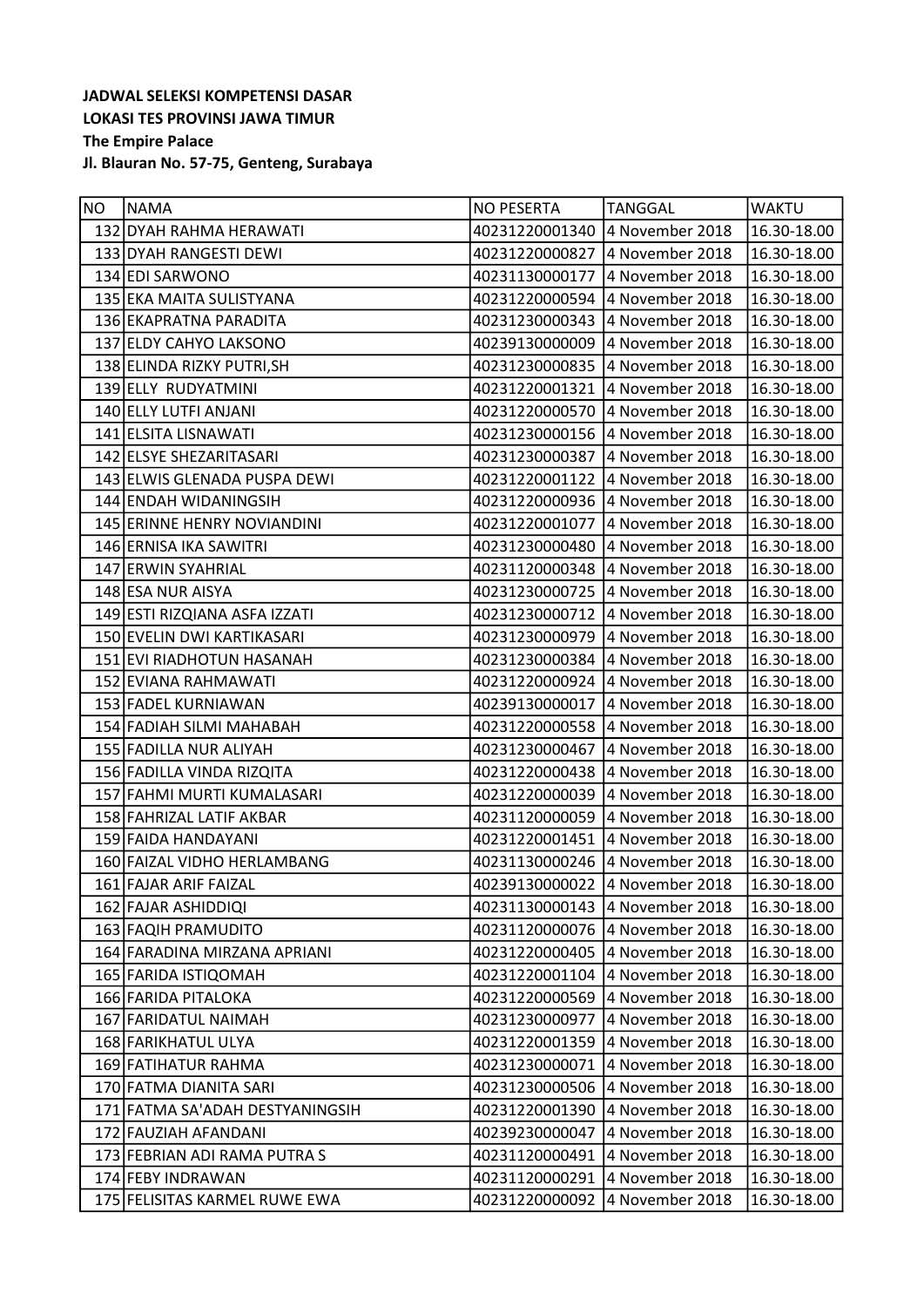**JADWAL SELEKSI KOMPETENSI DASAR**
**LOKASI TES PROVINSI JAWA TIMUR**
**The Empire Palace**
**Jl. Blauran No. 57-75, Genteng, Surabaya**

| NO | NAMA | NO PESERTA | TANGGAL | WAKTU |
|---|---|---|---|---|
| 132 | DYAH RAHMA HERAWATI | 40231220001340 | 4 November 2018 | 16.30-18.00 |
| 133 | DYAH RANGESTI DEWI | 40231220000827 | 4 November 2018 | 16.30-18.00 |
| 134 | EDI SARWONO | 40231130000177 | 4 November 2018 | 16.30-18.00 |
| 135 | EKA MAITA SULISTYANA | 40231220000594 | 4 November 2018 | 16.30-18.00 |
| 136 | EKAPRATNA PARADITA | 40231230000343 | 4 November 2018 | 16.30-18.00 |
| 137 | ELDY CAHYO LAKSONO | 40239130000009 | 4 November 2018 | 16.30-18.00 |
| 138 | ELINDA RIZKY PUTRI,SH | 40231230000835 | 4 November 2018 | 16.30-18.00 |
| 139 | ELLY  RUDYATMINI | 40231220001321 | 4 November 2018 | 16.30-18.00 |
| 140 | ELLY LUTFI ANJANI | 40231220000570 | 4 November 2018 | 16.30-18.00 |
| 141 | ELSITA LISNAWATI | 40231230000156 | 4 November 2018 | 16.30-18.00 |
| 142 | ELSYE SHEZARITASARI | 40231230000387 | 4 November 2018 | 16.30-18.00 |
| 143 | ELWIS GLENADA PUSPA DEWI | 40231220001122 | 4 November 2018 | 16.30-18.00 |
| 144 | ENDAH WIDANINGSIH | 40231220000936 | 4 November 2018 | 16.30-18.00 |
| 145 | ERINNE HENRY NOVIANDINI | 40231220001077 | 4 November 2018 | 16.30-18.00 |
| 146 | ERNISA IKA SAWITRI | 40231230000480 | 4 November 2018 | 16.30-18.00 |
| 147 | ERWIN SYAHRIAL | 40231120000348 | 4 November 2018 | 16.30-18.00 |
| 148 | ESA NUR AISYA | 40231230000725 | 4 November 2018 | 16.30-18.00 |
| 149 | ESTI RIZQIANA ASFA IZZATI | 40231230000712 | 4 November 2018 | 16.30-18.00 |
| 150 | EVELIN DWI KARTIKASARI | 40231230000979 | 4 November 2018 | 16.30-18.00 |
| 151 | EVI RIADHOTUN HASANAH | 40231230000384 | 4 November 2018 | 16.30-18.00 |
| 152 | EVIANA RAHMAWATI | 40231220000924 | 4 November 2018 | 16.30-18.00 |
| 153 | FADEL KURNIAWAN | 40239130000017 | 4 November 2018 | 16.30-18.00 |
| 154 | FADIAH SILMI MAHABAH | 40231220000558 | 4 November 2018 | 16.30-18.00 |
| 155 | FADILLA NUR ALIYAH | 40231230000467 | 4 November 2018 | 16.30-18.00 |
| 156 | FADILLA VINDA RIZQITA | 40231220000438 | 4 November 2018 | 16.30-18.00 |
| 157 | FAHMI MURTI KUMALASARI | 40231220000039 | 4 November 2018 | 16.30-18.00 |
| 158 | FAHRIZAL LATIF AKBAR | 40231120000059 | 4 November 2018 | 16.30-18.00 |
| 159 | FAIDA HANDAYANI | 40231220001451 | 4 November 2018 | 16.30-18.00 |
| 160 | FAIZAL VIDHO HERLAMBANG | 40231130000246 | 4 November 2018 | 16.30-18.00 |
| 161 | FAJAR ARIF FAIZAL | 40239130000022 | 4 November 2018 | 16.30-18.00 |
| 162 | FAJAR ASHIDDIQI | 40231130000143 | 4 November 2018 | 16.30-18.00 |
| 163 | FAQIH PRAMUDITO | 40231120000076 | 4 November 2018 | 16.30-18.00 |
| 164 | FARADINA MIRZANA APRIANI | 40231220000405 | 4 November 2018 | 16.30-18.00 |
| 165 | FARIDA ISTIQOMAH | 40231220001104 | 4 November 2018 | 16.30-18.00 |
| 166 | FARIDA PITALOKA | 40231220000569 | 4 November 2018 | 16.30-18.00 |
| 167 | FARIDATUL NAIMAH | 40231230000977 | 4 November 2018 | 16.30-18.00 |
| 168 | FARIKHATUL ULYA | 40231220001359 | 4 November 2018 | 16.30-18.00 |
| 169 | FATIHATUR RAHMA | 40231230000071 | 4 November 2018 | 16.30-18.00 |
| 170 | FATMA DIANITA SARI | 40231230000506 | 4 November 2018 | 16.30-18.00 |
| 171 | FATMA SA'ADAH DESTYANINGSIH | 40231220001390 | 4 November 2018 | 16.30-18.00 |
| 172 | FAUZIAH AFANDANI | 40239230000047 | 4 November 2018 | 16.30-18.00 |
| 173 | FEBRIAN ADI RAMA PUTRA S | 40231120000491 | 4 November 2018 | 16.30-18.00 |
| 174 | FEBY INDRAWAN | 40231120000291 | 4 November 2018 | 16.30-18.00 |
| 175 | FELISITAS KARMEL RUWE EWA | 40231220000092 | 4 November 2018 | 16.30-18.00 |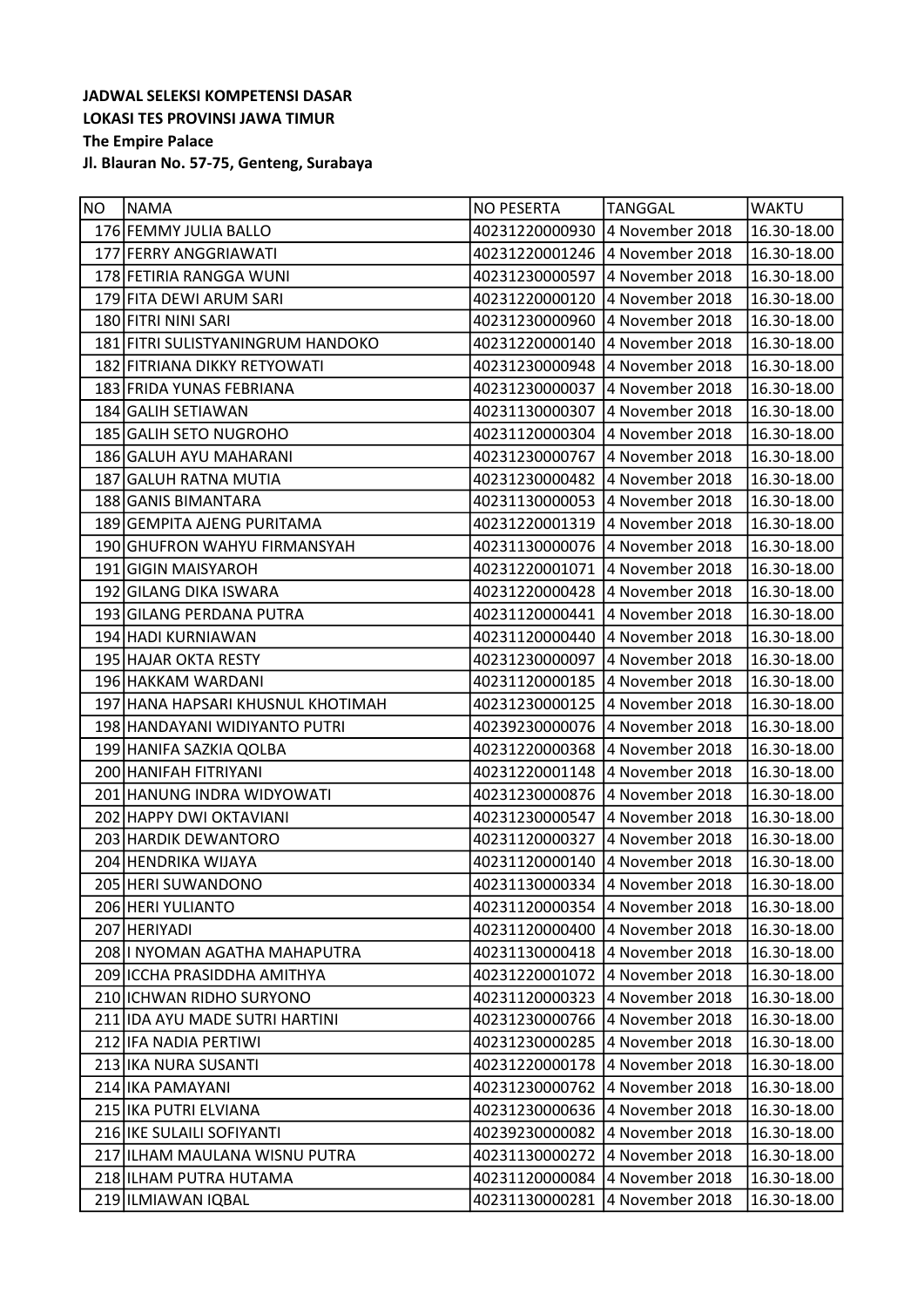**JADWAL SELEKSI KOMPETENSI DASAR**
**LOKASI TES PROVINSI JAWA TIMUR**
**The Empire Palace**
**Jl. Blauran No. 57-75, Genteng, Surabaya**

| NO | NAMA | NO PESERTA | TANGGAL | WAKTU |
|---|---|---|---|---|
| 176 | FEMMY JULIA BALLO | 40231220000930 | 4 November 2018 | 16.30-18.00 |
| 177 | FERRY ANGGRIAWATI | 40231220001246 | 4 November 2018 | 16.30-18.00 |
| 178 | FETIRIA RANGGA WUNI | 40231230000597 | 4 November 2018 | 16.30-18.00 |
| 179 | FITA DEWI ARUM SARI | 40231220000120 | 4 November 2018 | 16.30-18.00 |
| 180 | FITRI NINI SARI | 40231230000960 | 4 November 2018 | 16.30-18.00 |
| 181 | FITRI SULISTYANINGRUM HANDOKO | 40231220000140 | 4 November 2018 | 16.30-18.00 |
| 182 | FITRIANA DIKKY RETYOWATI | 40231230000948 | 4 November 2018 | 16.30-18.00 |
| 183 | FRIDA YUNAS FEBRIANA | 40231230000037 | 4 November 2018 | 16.30-18.00 |
| 184 | GALIH SETIAWAN | 40231130000307 | 4 November 2018 | 16.30-18.00 |
| 185 | GALIH SETO NUGROHO | 40231120000304 | 4 November 2018 | 16.30-18.00 |
| 186 | GALUH AYU MAHARANI | 40231230000767 | 4 November 2018 | 16.30-18.00 |
| 187 | GALUH RATNA MUTIA | 40231230000482 | 4 November 2018 | 16.30-18.00 |
| 188 | GANIS BIMANTARA | 40231130000053 | 4 November 2018 | 16.30-18.00 |
| 189 | GEMPITA AJENG PURITAMA | 40231220001319 | 4 November 2018 | 16.30-18.00 |
| 190 | GHUFRON WAHYU FIRMANSYAH | 40231130000076 | 4 November 2018 | 16.30-18.00 |
| 191 | GIGIN MAISYAROH | 40231220001071 | 4 November 2018 | 16.30-18.00 |
| 192 | GILANG DIKA ISWARA | 40231220000428 | 4 November 2018 | 16.30-18.00 |
| 193 | GILANG PERDANA PUTRA | 40231120000441 | 4 November 2018 | 16.30-18.00 |
| 194 | HADI KURNIAWAN | 40231120000440 | 4 November 2018 | 16.30-18.00 |
| 195 | HAJAR OKTA RESTY | 40231230000097 | 4 November 2018 | 16.30-18.00 |
| 196 | HAKKAM WARDANI | 40231120000185 | 4 November 2018 | 16.30-18.00 |
| 197 | HANA HAPSARI KHUSNUL KHOTIMAH | 40231230000125 | 4 November 2018 | 16.30-18.00 |
| 198 | HANDAYANI WIDIYANTO PUTRI | 40239230000076 | 4 November 2018 | 16.30-18.00 |
| 199 | HANIFA SAZKIA QOLBA | 40231220000368 | 4 November 2018 | 16.30-18.00 |
| 200 | HANIFAH FITRIYANI | 40231220001148 | 4 November 2018 | 16.30-18.00 |
| 201 | HANUNG INDRA WIDYOWATI | 40231230000876 | 4 November 2018 | 16.30-18.00 |
| 202 | HAPPY DWI OKTAVIANI | 40231230000547 | 4 November 2018 | 16.30-18.00 |
| 203 | HARDIK DEWANTORO | 40231120000327 | 4 November 2018 | 16.30-18.00 |
| 204 | HENDRIKA WIJAYA | 40231120000140 | 4 November 2018 | 16.30-18.00 |
| 205 | HERI SUWANDONO | 40231130000334 | 4 November 2018 | 16.30-18.00 |
| 206 | HERI YULIANTO | 40231120000354 | 4 November 2018 | 16.30-18.00 |
| 207 | HERIYADI | 40231120000400 | 4 November 2018 | 16.30-18.00 |
| 208 | I NYOMAN AGATHA MAHAPUTRA | 40231130000418 | 4 November 2018 | 16.30-18.00 |
| 209 | ICCHA PRASIDDHA AMITHYA | 40231220001072 | 4 November 2018 | 16.30-18.00 |
| 210 | ICHWAN RIDHO SURYONO | 40231120000323 | 4 November 2018 | 16.30-18.00 |
| 211 | IDA AYU MADE SUTRI HARTINI | 40231230000766 | 4 November 2018 | 16.30-18.00 |
| 212 | IFA NADIA PERTIWI | 40231230000285 | 4 November 2018 | 16.30-18.00 |
| 213 | IKA NURA SUSANTI | 40231220000178 | 4 November 2018 | 16.30-18.00 |
| 214 | IKA PAMAYANI | 40231230000762 | 4 November 2018 | 16.30-18.00 |
| 215 | IKA PUTRI ELVIANA | 40231230000636 | 4 November 2018 | 16.30-18.00 |
| 216 | IKE SULAILI SOFIYANTI | 40239230000082 | 4 November 2018 | 16.30-18.00 |
| 217 | ILHAM MAULANA WISNU PUTRA | 40231130000272 | 4 November 2018 | 16.30-18.00 |
| 218 | ILHAM PUTRA HUTAMA | 40231120000084 | 4 November 2018 | 16.30-18.00 |
| 219 | ILMIAWAN IQBAL | 40231130000281 | 4 November 2018 | 16.30-18.00 |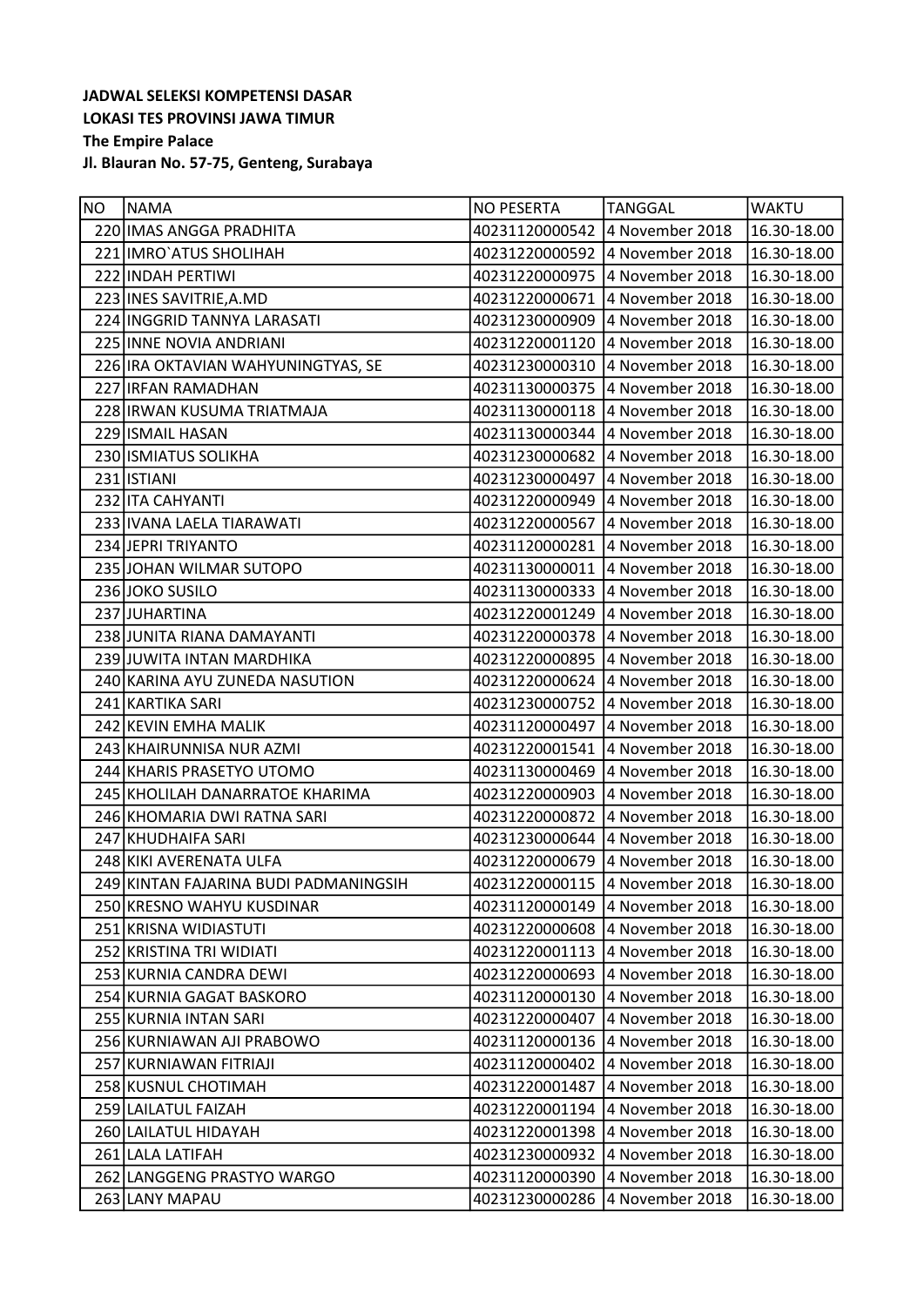**JADWAL SELEKSI KOMPETENSI DASAR**
**LOKASI TES PROVINSI JAWA TIMUR**
**The Empire Palace**
**Jl. Blauran No. 57-75, Genteng, Surabaya**

| NO | NAMA | NO PESERTA | TANGGAL | WAKTU |
|---|---|---|---|---|
| 220 | IMAS ANGGA PRADHITA | 40231120000542 | 4 November 2018 | 16.30-18.00 |
| 221 | IMRO`ATUS SHOLIHAH | 40231220000592 | 4 November 2018 | 16.30-18.00 |
| 222 | INDAH PERTIWI | 40231220000975 | 4 November 2018 | 16.30-18.00 |
| 223 | INES SAVITRIE,A.MD | 40231220000671 | 4 November 2018 | 16.30-18.00 |
| 224 | INGGRID TANNYA LARASATI | 40231230000909 | 4 November 2018 | 16.30-18.00 |
| 225 | INNE NOVIA ANDRIANI | 40231220001120 | 4 November 2018 | 16.30-18.00 |
| 226 | IRA OKTAVIAN WAHYUNINGTYAS, SE | 40231230000310 | 4 November 2018 | 16.30-18.00 |
| 227 | IRFAN RAMADHAN | 40231130000375 | 4 November 2018 | 16.30-18.00 |
| 228 | IRWAN KUSUMA TRIATMAJA | 40231130000118 | 4 November 2018 | 16.30-18.00 |
| 229 | ISMAIL HASAN | 40231130000344 | 4 November 2018 | 16.30-18.00 |
| 230 | ISMIATUS SOLIKHA | 40231230000682 | 4 November 2018 | 16.30-18.00 |
| 231 | ISTIANI | 40231230000497 | 4 November 2018 | 16.30-18.00 |
| 232 | ITA CAHYANTI | 40231220000949 | 4 November 2018 | 16.30-18.00 |
| 233 | IVANA LAELA TIARAWATI | 40231220000567 | 4 November 2018 | 16.30-18.00 |
| 234 | JEPRI TRIYANTO | 40231120000281 | 4 November 2018 | 16.30-18.00 |
| 235 | JOHAN WILMAR SUTOPO | 40231130000011 | 4 November 2018 | 16.30-18.00 |
| 236 | JOKO SUSILO | 40231130000333 | 4 November 2018 | 16.30-18.00 |
| 237 | JUHARTINA | 40231220001249 | 4 November 2018 | 16.30-18.00 |
| 238 | JUNITA RIANA DAMAYANTI | 40231220000378 | 4 November 2018 | 16.30-18.00 |
| 239 | JUWITA INTAN MARDHIKA | 40231220000895 | 4 November 2018 | 16.30-18.00 |
| 240 | KARINA AYU ZUNEDA NASUTION | 40231220000624 | 4 November 2018 | 16.30-18.00 |
| 241 | KARTIKA SARI | 40231230000752 | 4 November 2018 | 16.30-18.00 |
| 242 | KEVIN EMHA MALIK | 40231120000497 | 4 November 2018 | 16.30-18.00 |
| 243 | KHAIRUNNISA NUR AZMI | 40231220001541 | 4 November 2018 | 16.30-18.00 |
| 244 | KHARIS PRASETYO UTOMO | 40231130000469 | 4 November 2018 | 16.30-18.00 |
| 245 | KHOLILAH DANARRATOE KHARIMA | 40231220000903 | 4 November 2018 | 16.30-18.00 |
| 246 | KHOMARIA DWI RATNA SARI | 40231220000872 | 4 November 2018 | 16.30-18.00 |
| 247 | KHUDHAIFA SARI | 40231230000644 | 4 November 2018 | 16.30-18.00 |
| 248 | KIKI AVERENATA ULFA | 40231220000679 | 4 November 2018 | 16.30-18.00 |
| 249 | KINTAN FAJARINA BUDI PADMANINGSIH | 40231220000115 | 4 November 2018 | 16.30-18.00 |
| 250 | KRESNO WAHYU KUSDINAR | 40231120000149 | 4 November 2018 | 16.30-18.00 |
| 251 | KRISNA WIDIASTUTI | 40231220000608 | 4 November 2018 | 16.30-18.00 |
| 252 | KRISTINA TRI WIDIATI | 40231220001113 | 4 November 2018 | 16.30-18.00 |
| 253 | KURNIA CANDRA DEWI | 40231220000693 | 4 November 2018 | 16.30-18.00 |
| 254 | KURNIA GAGAT BASKORO | 40231120000130 | 4 November 2018 | 16.30-18.00 |
| 255 | KURNIA INTAN SARI | 40231220000407 | 4 November 2018 | 16.30-18.00 |
| 256 | KURNIAWAN AJI PRABOWO | 40231120000136 | 4 November 2018 | 16.30-18.00 |
| 257 | KURNIAWAN FITRIAJI | 40231120000402 | 4 November 2018 | 16.30-18.00 |
| 258 | KUSNUL CHOTIMAH | 40231220001487 | 4 November 2018 | 16.30-18.00 |
| 259 | LAILATUL FAIZAH | 40231220001194 | 4 November 2018 | 16.30-18.00 |
| 260 | LAILATUL HIDAYAH | 40231220001398 | 4 November 2018 | 16.30-18.00 |
| 261 | LALA LATIFAH | 40231230000932 | 4 November 2018 | 16.30-18.00 |
| 262 | LANGGENG PRASTYO WARGO | 40231120000390 | 4 November 2018 | 16.30-18.00 |
| 263 | LANY MAPAU | 40231230000286 | 4 November 2018 | 16.30-18.00 |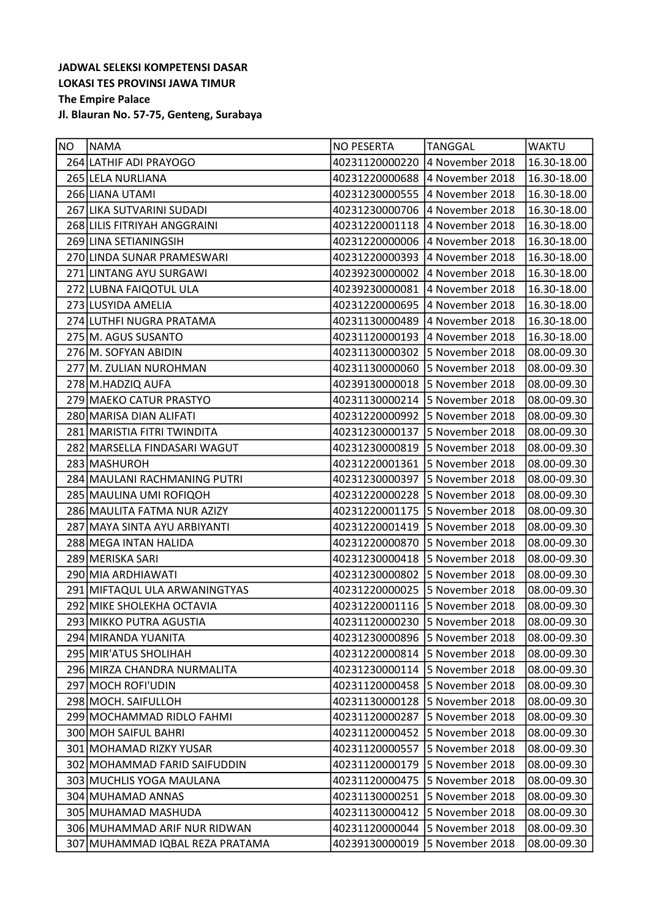**JADWAL SELEKSI KOMPETENSI DASAR**
**LOKASI TES PROVINSI JAWA TIMUR**
**The Empire Palace**
**Jl. Blauran No. 57-75, Genteng, Surabaya**

| NO | NAMA | NO PESERTA | TANGGAL | WAKTU |
|---|---|---|---|---|
| 264 | LATHIF ADI PRAYOGO | 40231120000220 | 4 November 2018 | 16.30-18.00 |
| 265 | LELA NURLIANA | 40231220000688 | 4 November 2018 | 16.30-18.00 |
| 266 | LIANA UTAMI | 40231230000555 | 4 November 2018 | 16.30-18.00 |
| 267 | LIKA SUTVARINI SUDADI | 40231230000706 | 4 November 2018 | 16.30-18.00 |
| 268 | LILIS FITRIYAH ANGGRAINI | 40231220001118 | 4 November 2018 | 16.30-18.00 |
| 269 | LINA SETIANINGSIH | 40231220000006 | 4 November 2018 | 16.30-18.00 |
| 270 | LINDA SUNAR PRAMESWARI | 40231220000393 | 4 November 2018 | 16.30-18.00 |
| 271 | LINTANG AYU SURGAWI | 40239230000002 | 4 November 2018 | 16.30-18.00 |
| 272 | LUBNA FAIQOTUL ULA | 40239230000081 | 4 November 2018 | 16.30-18.00 |
| 273 | LUSYIDA AMELIA | 40231220000695 | 4 November 2018 | 16.30-18.00 |
| 274 | LUTHFI NUGRA PRATAMA | 40231130000489 | 4 November 2018 | 16.30-18.00 |
| 275 | M. AGUS SUSANTO | 40231120000193 | 4 November 2018 | 16.30-18.00 |
| 276 | M. SOFYAN ABIDIN | 40231130000302 | 5 November 2018 | 08.00-09.30 |
| 277 | M. ZULIAN NUROHMAN | 40231130000060 | 5 November 2018 | 08.00-09.30 |
| 278 | M.HADZIQ AUFA | 40239130000018 | 5 November 2018 | 08.00-09.30 |
| 279 | MAEKO CATUR PRASTYO | 40231130000214 | 5 November 2018 | 08.00-09.30 |
| 280 | MARISA DIAN ALIFATI | 40231220000992 | 5 November 2018 | 08.00-09.30 |
| 281 | MARISTIA FITRI TWINDITA | 40231230000137 | 5 November 2018 | 08.00-09.30 |
| 282 | MARSELLA FINDASARI WAGUT | 40231230000819 | 5 November 2018 | 08.00-09.30 |
| 283 | MASHUROH | 40231220001361 | 5 November 2018 | 08.00-09.30 |
| 284 | MAULANI RACHMANING PUTRI | 40231230000397 | 5 November 2018 | 08.00-09.30 |
| 285 | MAULINA UMI ROFIQOH | 40231220000228 | 5 November 2018 | 08.00-09.30 |
| 286 | MAULITA FATMA NUR AZIZY | 40231220001175 | 5 November 2018 | 08.00-09.30 |
| 287 | MAYA SINTA AYU ARBIYANTI | 40231220001419 | 5 November 2018 | 08.00-09.30 |
| 288 | MEGA INTAN HALIDA | 40231220000870 | 5 November 2018 | 08.00-09.30 |
| 289 | MERISKA SARI | 40231230000418 | 5 November 2018 | 08.00-09.30 |
| 290 | MIA ARDHIAWATI | 40231230000802 | 5 November 2018 | 08.00-09.30 |
| 291 | MIFTAQUL ULA ARWANINGTYAS | 40231220000025 | 5 November 2018 | 08.00-09.30 |
| 292 | MIKE SHOLEKHA OCTAVIA | 40231220001116 | 5 November 2018 | 08.00-09.30 |
| 293 | MIKKO PUTRA AGUSTIA | 40231120000230 | 5 November 2018 | 08.00-09.30 |
| 294 | MIRANDA YUANITA | 40231230000896 | 5 November 2018 | 08.00-09.30 |
| 295 | MIR'ATUS SHOLIHAH | 40231220000814 | 5 November 2018 | 08.00-09.30 |
| 296 | MIRZA CHANDRA NURMALITA | 40231230000114 | 5 November 2018 | 08.00-09.30 |
| 297 | MOCH ROFI'UDIN | 40231120000458 | 5 November 2018 | 08.00-09.30 |
| 298 | MOCH. SAIFULLOH | 40231130000128 | 5 November 2018 | 08.00-09.30 |
| 299 | MOCHAMMAD RIDLO FAHMI | 40231120000287 | 5 November 2018 | 08.00-09.30 |
| 300 | MOH SAIFUL BAHRI | 40231120000452 | 5 November 2018 | 08.00-09.30 |
| 301 | MOHAMAD RIZKY YUSAR | 40231120000557 | 5 November 2018 | 08.00-09.30 |
| 302 | MOHAMMAD FARID SAIFUDDIN | 40231120000179 | 5 November 2018 | 08.00-09.30 |
| 303 | MUCHLIS YOGA MAULANA | 40231120000475 | 5 November 2018 | 08.00-09.30 |
| 304 | MUHAMAD ANNAS | 40231130000251 | 5 November 2018 | 08.00-09.30 |
| 305 | MUHAMAD MASHUDA | 40231130000412 | 5 November 2018 | 08.00-09.30 |
| 306 | MUHAMMAD ARIF NUR RIDWAN | 40231120000044 | 5 November 2018 | 08.00-09.30 |
| 307 | MUHAMMAD IQBAL REZA PRATAMA | 40239130000019 | 5 November 2018 | 08.00-09.30 |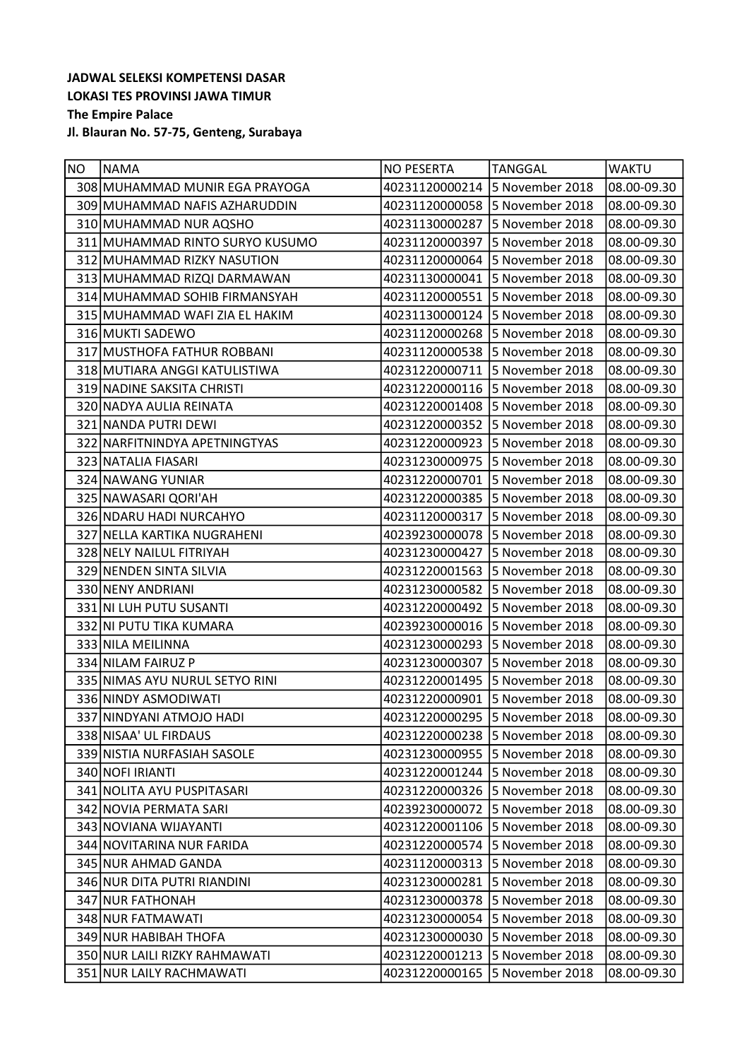**JADWAL SELEKSI KOMPETENSI DASAR**
**LOKASI TES PROVINSI JAWA TIMUR**
**The Empire Palace**
**Jl. Blauran No. 57-75, Genteng, Surabaya**

| NO | NAMA | NO PESERTA | TANGGAL | WAKTU |
|---|---|---|---|---|
| 308 | MUHAMMAD MUNIR EGA PRAYOGA | 40231120000214 | 5 November 2018 | 08.00-09.30 |
| 309 | MUHAMMAD NAFIS AZHARUDDIN | 40231120000058 | 5 November 2018 | 08.00-09.30 |
| 310 | MUHAMMAD NUR AQSHO | 40231130000287 | 5 November 2018 | 08.00-09.30 |
| 311 | MUHAMMAD RINTO SURYO KUSUMO | 40231120000397 | 5 November 2018 | 08.00-09.30 |
| 312 | MUHAMMAD RIZKY NASUTION | 40231120000064 | 5 November 2018 | 08.00-09.30 |
| 313 | MUHAMMAD RIZQI DARMAWAN | 40231130000041 | 5 November 2018 | 08.00-09.30 |
| 314 | MUHAMMAD SOHIB FIRMANSYAH | 40231120000551 | 5 November 2018 | 08.00-09.30 |
| 315 | MUHAMMAD WAFI ZIA EL HAKIM | 40231130000124 | 5 November 2018 | 08.00-09.30 |
| 316 | MUKTI SADEWO | 40231120000268 | 5 November 2018 | 08.00-09.30 |
| 317 | MUSTHOFA FATHUR ROBBANI | 40231120000538 | 5 November 2018 | 08.00-09.30 |
| 318 | MUTIARA ANGGI KATULISTIWA | 40231220000711 | 5 November 2018 | 08.00-09.30 |
| 319 | NADINE SAKSITA CHRISTI | 40231220000116 | 5 November 2018 | 08.00-09.30 |
| 320 | NADYA AULIA REINATA | 40231220001408 | 5 November 2018 | 08.00-09.30 |
| 321 | NANDA PUTRI DEWI | 40231220000352 | 5 November 2018 | 08.00-09.30 |
| 322 | NARFITNINDYA APETNINGTYAS | 40231220000923 | 5 November 2018 | 08.00-09.30 |
| 323 | NATALIA FIASARI | 40231230000975 | 5 November 2018 | 08.00-09.30 |
| 324 | NAWANG YUNIAR | 40231220000701 | 5 November 2018 | 08.00-09.30 |
| 325 | NAWASARI QORI'AH | 40231220000385 | 5 November 2018 | 08.00-09.30 |
| 326 | NDARU HADI NURCAHYO | 40231120000317 | 5 November 2018 | 08.00-09.30 |
| 327 | NELLA KARTIKA NUGRAHENI | 40239230000078 | 5 November 2018 | 08.00-09.30 |
| 328 | NELY NAILUL FITRIYAH | 40231230000427 | 5 November 2018 | 08.00-09.30 |
| 329 | NENDEN SINTA SILVIA | 40231220001563 | 5 November 2018 | 08.00-09.30 |
| 330 | NENY ANDRIANI | 40231230000582 | 5 November 2018 | 08.00-09.30 |
| 331 | NI LUH PUTU SUSANTI | 40231220000492 | 5 November 2018 | 08.00-09.30 |
| 332 | NI PUTU TIKA KUMARA | 40239230000016 | 5 November 2018 | 08.00-09.30 |
| 333 | NILA MEILINNA | 40231230000293 | 5 November 2018 | 08.00-09.30 |
| 334 | NILAM FAIRUZ P | 40231230000307 | 5 November 2018 | 08.00-09.30 |
| 335 | NIMAS AYU NURUL SETYO RINI | 40231220001495 | 5 November 2018 | 08.00-09.30 |
| 336 | NINDY ASMODIWATI | 40231220000901 | 5 November 2018 | 08.00-09.30 |
| 337 | NINDYANI ATMOJO HADI | 40231220000295 | 5 November 2018 | 08.00-09.30 |
| 338 | NISAA' UL FIRDAUS | 40231220000238 | 5 November 2018 | 08.00-09.30 |
| 339 | NISTIA NURFASIAH SASOLE | 40231230000955 | 5 November 2018 | 08.00-09.30 |
| 340 | NOFI IRIANTI | 40231220001244 | 5 November 2018 | 08.00-09.30 |
| 341 | NOLITA AYU PUSPITASARI | 40231220000326 | 5 November 2018 | 08.00-09.30 |
| 342 | NOVIA PERMATA SARI | 40239230000072 | 5 November 2018 | 08.00-09.30 |
| 343 | NOVIANA WIJAYANTI | 40231220001106 | 5 November 2018 | 08.00-09.30 |
| 344 | NOVITARINA NUR FARIDA | 40231220000574 | 5 November 2018 | 08.00-09.30 |
| 345 | NUR AHMAD GANDA | 40231120000313 | 5 November 2018 | 08.00-09.30 |
| 346 | NUR DITA PUTRI RIANDINI | 40231230000281 | 5 November 2018 | 08.00-09.30 |
| 347 | NUR FATHONAH | 40231230000378 | 5 November 2018 | 08.00-09.30 |
| 348 | NUR FATMAWATI | 40231230000054 | 5 November 2018 | 08.00-09.30 |
| 349 | NUR HABIBAH THOFA | 40231230000030 | 5 November 2018 | 08.00-09.30 |
| 350 | NUR LAILI RIZKY RAHMAWATI | 40231220001213 | 5 November 2018 | 08.00-09.30 |
| 351 | NUR LAILY RACHMAWATI | 40231220000165 | 5 November 2018 | 08.00-09.30 |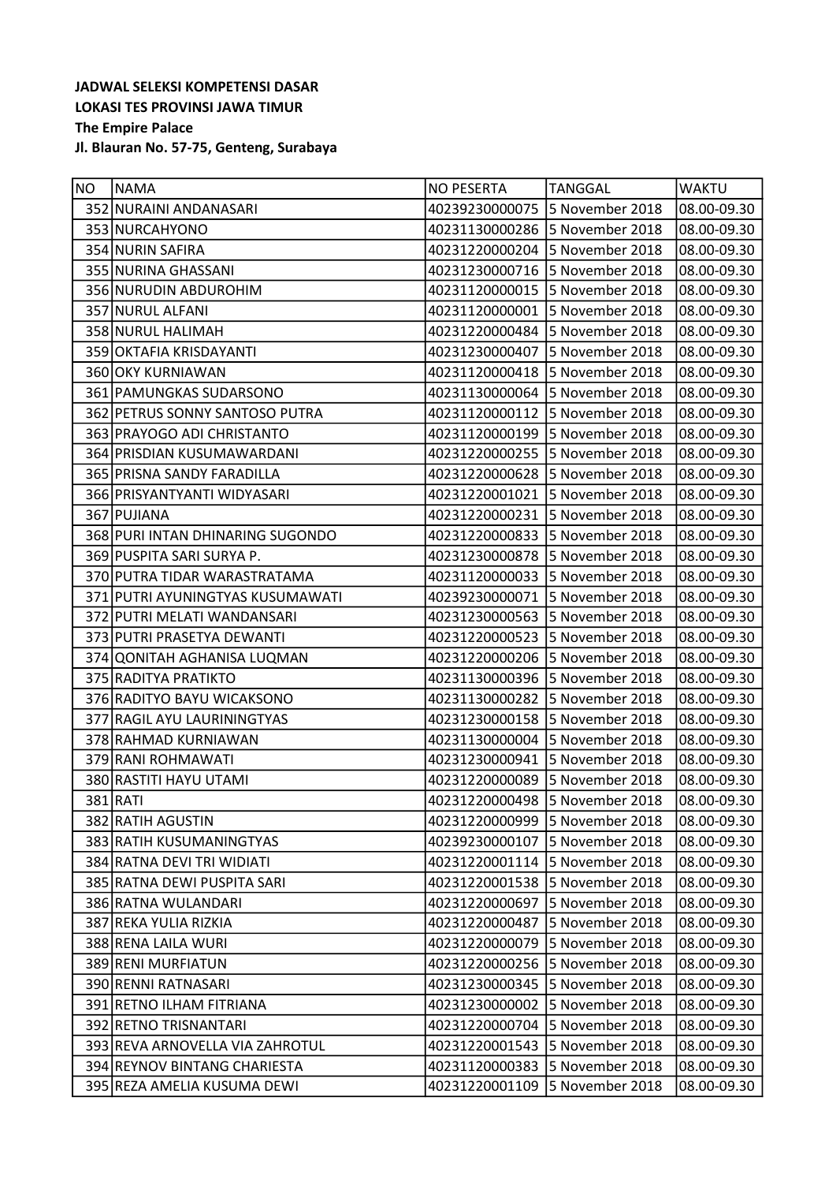**JADWAL SELEKSI KOMPETENSI DASAR**
**LOKASI TES PROVINSI JAWA TIMUR**
**The Empire Palace**
**Jl. Blauran No. 57-75, Genteng, Surabaya**

| NO | NAMA | NO PESERTA | TANGGAL | WAKTU |
|---|---|---|---|---|
| 352 | NURAINI ANDANASARI | 40239230000075 | 5 November 2018 | 08.00-09.30 |
| 353 | NURCAHYONO | 40231130000286 | 5 November 2018 | 08.00-09.30 |
| 354 | NURIN SAFIRA | 40231220000204 | 5 November 2018 | 08.00-09.30 |
| 355 | NURINA GHASSANI | 40231230000716 | 5 November 2018 | 08.00-09.30 |
| 356 | NURUDIN ABDUROHIM | 40231120000015 | 5 November 2018 | 08.00-09.30 |
| 357 | NURUL ALFANI | 40231120000001 | 5 November 2018 | 08.00-09.30 |
| 358 | NURUL HALIMAH | 40231220000484 | 5 November 2018 | 08.00-09.30 |
| 359 | OKTAFIA KRISDAYANTI | 40231230000407 | 5 November 2018 | 08.00-09.30 |
| 360 | OKY KURNIAWAN | 40231120000418 | 5 November 2018 | 08.00-09.30 |
| 361 | PAMUNGKAS SUDARSONO | 40231130000064 | 5 November 2018 | 08.00-09.30 |
| 362 | PETRUS SONNY SANTOSO PUTRA | 40231120000112 | 5 November 2018 | 08.00-09.30 |
| 363 | PRAYOGO ADI CHRISTANTO | 40231120000199 | 5 November 2018 | 08.00-09.30 |
| 364 | PRISDIAN KUSUMAWARDANI | 40231220000255 | 5 November 2018 | 08.00-09.30 |
| 365 | PRISNA SANDY FARADILLA | 40231220000628 | 5 November 2018 | 08.00-09.30 |
| 366 | PRISYANTYANTI WIDYASARI | 40231220001021 | 5 November 2018 | 08.00-09.30 |
| 367 | PUJIANA | 40231220000231 | 5 November 2018 | 08.00-09.30 |
| 368 | PURI INTAN DHINARING SUGONDO | 40231220000833 | 5 November 2018 | 08.00-09.30 |
| 369 | PUSPITA SARI SURYA P. | 40231230000878 | 5 November 2018 | 08.00-09.30 |
| 370 | PUTRA TIDAR WARASTRATAMA | 40231120000033 | 5 November 2018 | 08.00-09.30 |
| 371 | PUTRI AYUNINGTYAS KUSUMAWATI | 40239230000071 | 5 November 2018 | 08.00-09.30 |
| 372 | PUTRI MELATI WANDANSARI | 40231230000563 | 5 November 2018 | 08.00-09.30 |
| 373 | PUTRI PRASETYA DEWANTI | 40231220000523 | 5 November 2018 | 08.00-09.30 |
| 374 | QONITAH AGHANISA LUQMAN | 40231220000206 | 5 November 2018 | 08.00-09.30 |
| 375 | RADITYA PRATIKTO | 40231130000396 | 5 November 2018 | 08.00-09.30 |
| 376 | RADITYO BAYU WICAKSONO | 40231130000282 | 5 November 2018 | 08.00-09.30 |
| 377 | RAGIL AYU LAURININGTYAS | 40231230000158 | 5 November 2018 | 08.00-09.30 |
| 378 | RAHMAD KURNIAWAN | 40231130000004 | 5 November 2018 | 08.00-09.30 |
| 379 | RANI ROHMAWATI | 40231230000941 | 5 November 2018 | 08.00-09.30 |
| 380 | RASTITI HAYU UTAMI | 40231220000089 | 5 November 2018 | 08.00-09.30 |
| 381 | RATI | 40231220000498 | 5 November 2018 | 08.00-09.30 |
| 382 | RATIH AGUSTIN | 40231220000999 | 5 November 2018 | 08.00-09.30 |
| 383 | RATIH KUSUMANINGTYAS | 40239230000107 | 5 November 2018 | 08.00-09.30 |
| 384 | RATNA DEVI TRI WIDIATI | 40231220001114 | 5 November 2018 | 08.00-09.30 |
| 385 | RATNA DEWI PUSPITA SARI | 40231220001538 | 5 November 2018 | 08.00-09.30 |
| 386 | RATNA WULANDARI | 40231220000697 | 5 November 2018 | 08.00-09.30 |
| 387 | REKA YULIA RIZKIA | 40231220000487 | 5 November 2018 | 08.00-09.30 |
| 388 | RENA LAILA WURI | 40231220000079 | 5 November 2018 | 08.00-09.30 |
| 389 | RENI MURFIATUN | 40231220000256 | 5 November 2018 | 08.00-09.30 |
| 390 | RENNI RATNASARI | 40231230000345 | 5 November 2018 | 08.00-09.30 |
| 391 | RETNO ILHAM FITRIANA | 40231230000002 | 5 November 2018 | 08.00-09.30 |
| 392 | RETNO TRISNANTARI | 40231220000704 | 5 November 2018 | 08.00-09.30 |
| 393 | REVA ARNOVELLA VIA ZAHROTUL | 40231220001543 | 5 November 2018 | 08.00-09.30 |
| 394 | REYNOV BINTANG CHARIESTA | 40231120000383 | 5 November 2018 | 08.00-09.30 |
| 395 | REZA AMELIA KUSUMA DEWI | 40231220001109 | 5 November 2018 | 08.00-09.30 |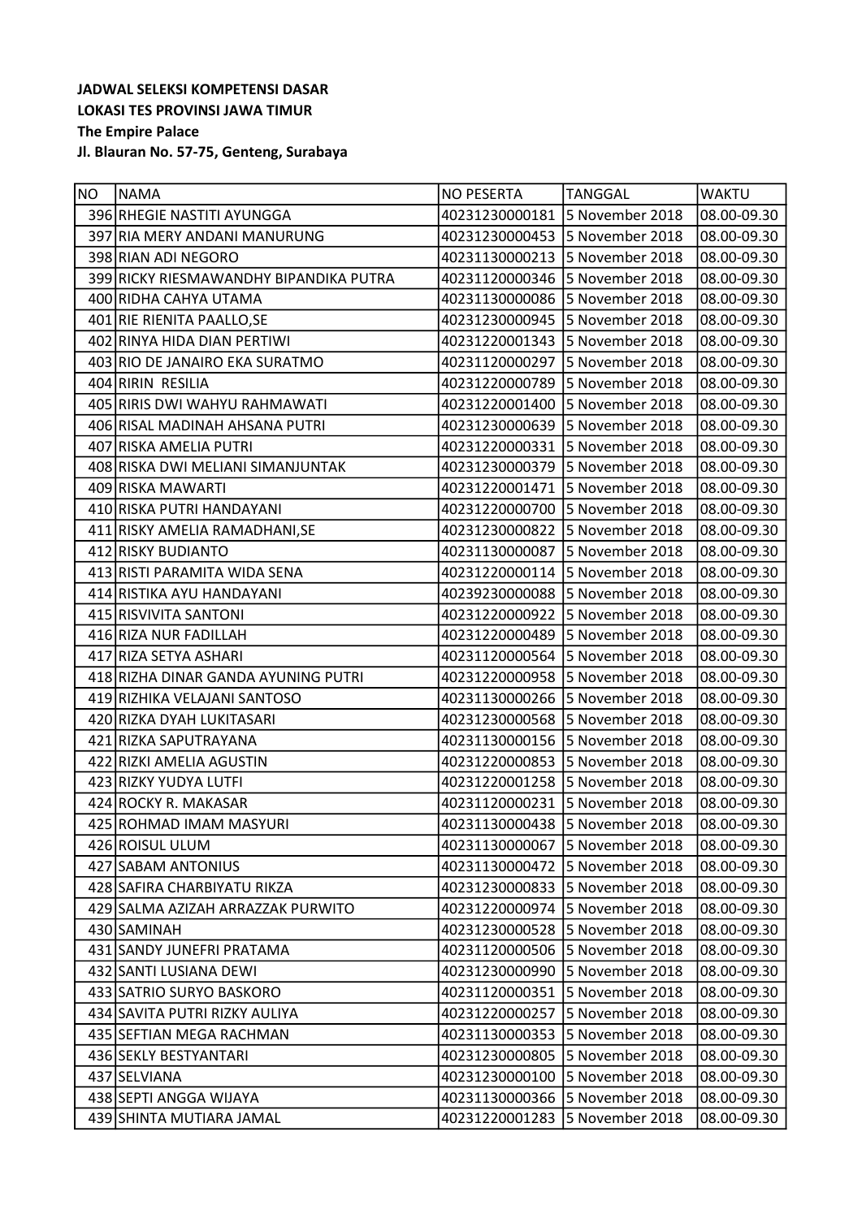**JADWAL SELEKSI KOMPETENSI DASAR**
**LOKASI TES PROVINSI JAWA TIMUR**
**The Empire Palace**
**Jl. Blauran No. 57-75, Genteng, Surabaya**

| NO | NAMA | NO PESERTA | TANGGAL | WAKTU |
|---|---|---|---|---|
| 396 | RHEGIE NASTITI AYUNGGA | 40231230000181 | 5 November 2018 | 08.00-09.30 |
| 397 | RIA MERY ANDANI MANURUNG | 40231230000453 | 5 November 2018 | 08.00-09.30 |
| 398 | RIAN ADI NEGORO | 40231130000213 | 5 November 2018 | 08.00-09.30 |
| 399 | RICKY RIESMAWANDHY BIPANDIKA PUTRA | 40231120000346 | 5 November 2018 | 08.00-09.30 |
| 400 | RIDHA CAHYA UTAMA | 40231130000086 | 5 November 2018 | 08.00-09.30 |
| 401 | RIE RIENITA PAALLO,SE | 40231230000945 | 5 November 2018 | 08.00-09.30 |
| 402 | RINYA HIDA DIAN PERTIWI | 40231220001343 | 5 November 2018 | 08.00-09.30 |
| 403 | RIO DE JANAIRO EKA SURATMO | 40231120000297 | 5 November 2018 | 08.00-09.30 |
| 404 | RIRIN  RESILIA | 40231220000789 | 5 November 2018 | 08.00-09.30 |
| 405 | RIRIS DWI WAHYU RAHMAWATI | 40231220001400 | 5 November 2018 | 08.00-09.30 |
| 406 | RISAL MADINAH AHSANA PUTRI | 40231230000639 | 5 November 2018 | 08.00-09.30 |
| 407 | RISKA AMELIA PUTRI | 40231220000331 | 5 November 2018 | 08.00-09.30 |
| 408 | RISKA DWI MELIANI SIMANJUNTAK | 40231230000379 | 5 November 2018 | 08.00-09.30 |
| 409 | RISKA MAWARTI | 40231220001471 | 5 November 2018 | 08.00-09.30 |
| 410 | RISKA PUTRI HANDAYANI | 40231220000700 | 5 November 2018 | 08.00-09.30 |
| 411 | RISKY AMELIA RAMADHANI,SE | 40231230000822 | 5 November 2018 | 08.00-09.30 |
| 412 | RISKY BUDIANTO | 40231130000087 | 5 November 2018 | 08.00-09.30 |
| 413 | RISTI PARAMITA WIDA SENA | 40231220000114 | 5 November 2018 | 08.00-09.30 |
| 414 | RISTIKA AYU HANDAYANI | 40239230000088 | 5 November 2018 | 08.00-09.30 |
| 415 | RISVIVITA SANTONI | 40231220000922 | 5 November 2018 | 08.00-09.30 |
| 416 | RIZA NUR FADILLAH | 40231220000489 | 5 November 2018 | 08.00-09.30 |
| 417 | RIZA SETYA ASHARI | 40231120000564 | 5 November 2018 | 08.00-09.30 |
| 418 | RIZHA DINAR GANDA AYUNING PUTRI | 40231220000958 | 5 November 2018 | 08.00-09.30 |
| 419 | RIZHIKA VELAJANI SANTOSO | 40231130000266 | 5 November 2018 | 08.00-09.30 |
| 420 | RIZKA DYAH LUKITASARI | 40231230000568 | 5 November 2018 | 08.00-09.30 |
| 421 | RIZKA SAPUTRAYANA | 40231130000156 | 5 November 2018 | 08.00-09.30 |
| 422 | RIZKI AMELIA AGUSTIN | 40231220000853 | 5 November 2018 | 08.00-09.30 |
| 423 | RIZKY YUDYA LUTFI | 40231220001258 | 5 November 2018 | 08.00-09.30 |
| 424 | ROCKY R. MAKASAR | 40231120000231 | 5 November 2018 | 08.00-09.30 |
| 425 | ROHMAD IMAM MASYURI | 40231130000438 | 5 November 2018 | 08.00-09.30 |
| 426 | ROISUL ULUM | 40231130000067 | 5 November 2018 | 08.00-09.30 |
| 427 | SABAM ANTONIUS | 40231130000472 | 5 November 2018 | 08.00-09.30 |
| 428 | SAFIRA CHARBIYATU RIKZA | 40231230000833 | 5 November 2018 | 08.00-09.30 |
| 429 | SALMA AZIZAH ARRAZZAK PURWITO | 40231220000974 | 5 November 2018 | 08.00-09.30 |
| 430 | SAMINAH | 40231230000528 | 5 November 2018 | 08.00-09.30 |
| 431 | SANDY JUNEFRI PRATAMA | 40231120000506 | 5 November 2018 | 08.00-09.30 |
| 432 | SANTI LUSIANA DEWI | 40231230000990 | 5 November 2018 | 08.00-09.30 |
| 433 | SATRIO SURYO BASKORO | 40231120000351 | 5 November 2018 | 08.00-09.30 |
| 434 | SAVITA PUTRI RIZKY AULIYA | 40231220000257 | 5 November 2018 | 08.00-09.30 |
| 435 | SEFTIAN MEGA RACHMAN | 40231130000353 | 5 November 2018 | 08.00-09.30 |
| 436 | SEKLY BESTYANTARI | 40231230000805 | 5 November 2018 | 08.00-09.30 |
| 437 | SELVIANA | 40231230000100 | 5 November 2018 | 08.00-09.30 |
| 438 | SEPTI ANGGA WIJAYA | 40231130000366 | 5 November 2018 | 08.00-09.30 |
| 439 | SHINTA MUTIARA JAMAL | 40231220001283 | 5 November 2018 | 08.00-09.30 |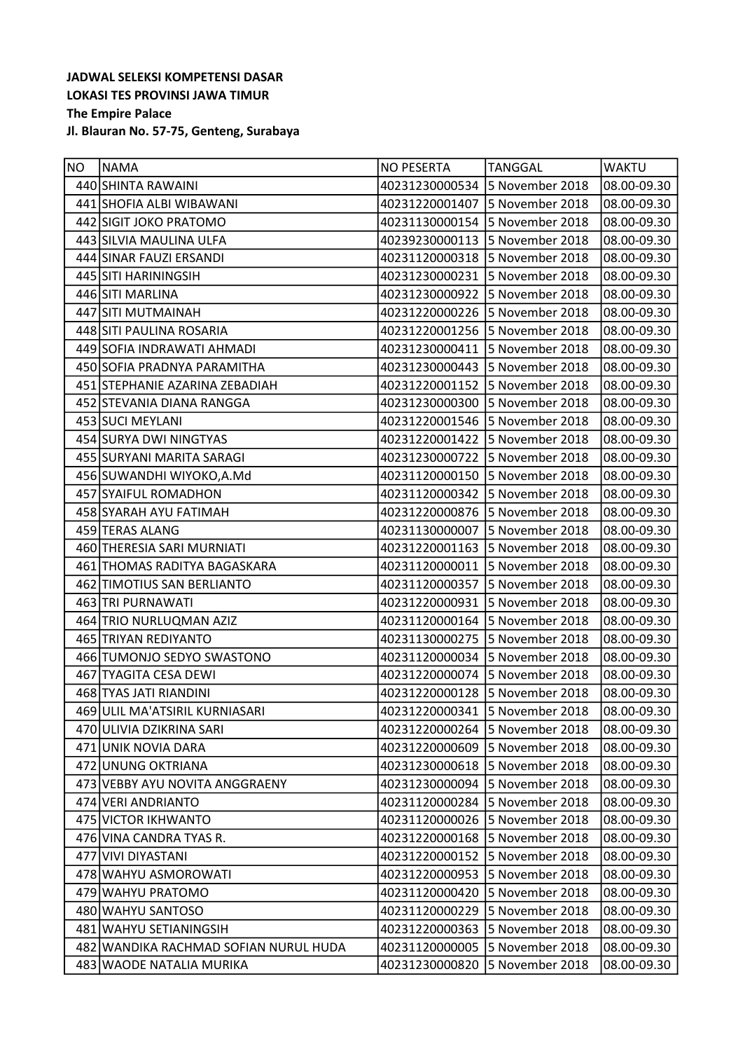**JADWAL SELEKSI KOMPETENSI DASAR**
**LOKASI TES PROVINSI JAWA TIMUR**
**The Empire Palace**
**Jl. Blauran No. 57-75, Genteng, Surabaya**

| NO | NAMA | NO PESERTA | TANGGAL | WAKTU |
|---|---|---|---|---|
| 440 | SHINTA RAWAINI | 40231230000534 | 5 November 2018 | 08.00-09.30 |
| 441 | SHOFIA ALBI WIBAWANI | 40231220001407 | 5 November 2018 | 08.00-09.30 |
| 442 | SIGIT JOKO PRATOMO | 40231130000154 | 5 November 2018 | 08.00-09.30 |
| 443 | SILVIA MAULINA ULFA | 40239230000113 | 5 November 2018 | 08.00-09.30 |
| 444 | SINAR FAUZI ERSANDI | 40231120000318 | 5 November 2018 | 08.00-09.30 |
| 445 | SITI HARININGSIH | 40231230000231 | 5 November 2018 | 08.00-09.30 |
| 446 | SITI MARLINA | 40231230000922 | 5 November 2018 | 08.00-09.30 |
| 447 | SITI MUTMAINAH | 40231220000226 | 5 November 2018 | 08.00-09.30 |
| 448 | SITI PAULINA ROSARIA | 40231220001256 | 5 November 2018 | 08.00-09.30 |
| 449 | SOFIA INDRAWATI AHMADI | 40231230000411 | 5 November 2018 | 08.00-09.30 |
| 450 | SOFIA PRADNYA PARAMITHA | 40231230000443 | 5 November 2018 | 08.00-09.30 |
| 451 | STEPHANIE AZARINA ZEBADIAH | 40231220001152 | 5 November 2018 | 08.00-09.30 |
| 452 | STEVANIA DIANA RANGGA | 40231230000300 | 5 November 2018 | 08.00-09.30 |
| 453 | SUCI MEYLANI | 40231220001546 | 5 November 2018 | 08.00-09.30 |
| 454 | SURYA DWI NINGTYAS | 40231220001422 | 5 November 2018 | 08.00-09.30 |
| 455 | SURYANI MARITA SARAGI | 40231230000722 | 5 November 2018 | 08.00-09.30 |
| 456 | SUWANDHI WIYOKO,A.Md | 40231120000150 | 5 November 2018 | 08.00-09.30 |
| 457 | SYAIFUL ROMADHON | 40231120000342 | 5 November 2018 | 08.00-09.30 |
| 458 | SYARAH AYU FATIMAH | 40231220000876 | 5 November 2018 | 08.00-09.30 |
| 459 | TERAS ALANG | 40231130000007 | 5 November 2018 | 08.00-09.30 |
| 460 | THERESIA SARI MURNIATI | 40231220001163 | 5 November 2018 | 08.00-09.30 |
| 461 | THOMAS RADITYA BAGASKARA | 40231120000011 | 5 November 2018 | 08.00-09.30 |
| 462 | TIMOTIUS SAN BERLIANTO | 40231120000357 | 5 November 2018 | 08.00-09.30 |
| 463 | TRI PURNAWATI | 40231220000931 | 5 November 2018 | 08.00-09.30 |
| 464 | TRIO NURLUQMAN AZIZ | 40231120000164 | 5 November 2018 | 08.00-09.30 |
| 465 | TRIYAN REDIYANTO | 40231130000275 | 5 November 2018 | 08.00-09.30 |
| 466 | TUMONJO SEDYO SWASTONO | 40231120000034 | 5 November 2018 | 08.00-09.30 |
| 467 | TYAGITA CESA DEWI | 40231220000074 | 5 November 2018 | 08.00-09.30 |
| 468 | TYAS JATI RIANDINI | 40231220000128 | 5 November 2018 | 08.00-09.30 |
| 469 | ULIL MA'ATSIRIL KURNIASARI | 40231220000341 | 5 November 2018 | 08.00-09.30 |
| 470 | ULIVIA DZIKRINA SARI | 40231220000264 | 5 November 2018 | 08.00-09.30 |
| 471 | UNIK NOVIA DARA | 40231220000609 | 5 November 2018 | 08.00-09.30 |
| 472 | UNUNG OKTRIANA | 40231230000618 | 5 November 2018 | 08.00-09.30 |
| 473 | VEBBY AYU NOVITA ANGGRAENY | 40231230000094 | 5 November 2018 | 08.00-09.30 |
| 474 | VERI ANDRIANTO | 40231120000284 | 5 November 2018 | 08.00-09.30 |
| 475 | VICTOR IKHWANTO | 40231120000026 | 5 November 2018 | 08.00-09.30 |
| 476 | VINA CANDRA TYAS R. | 40231220000168 | 5 November 2018 | 08.00-09.30 |
| 477 | VIVI DIYASTANI | 40231220000152 | 5 November 2018 | 08.00-09.30 |
| 478 | WAHYU ASMOROWATI | 40231220000953 | 5 November 2018 | 08.00-09.30 |
| 479 | WAHYU PRATOMO | 40231120000420 | 5 November 2018 | 08.00-09.30 |
| 480 | WAHYU SANTOSO | 40231120000229 | 5 November 2018 | 08.00-09.30 |
| 481 | WAHYU SETIANINGSIH | 40231220000363 | 5 November 2018 | 08.00-09.30 |
| 482 | WANDIKA RACHMAD SOFIAN NURUL HUDA | 40231120000005 | 5 November 2018 | 08.00-09.30 |
| 483 | WAODE NATALIA MURIKA | 40231230000820 | 5 November 2018 | 08.00-09.30 |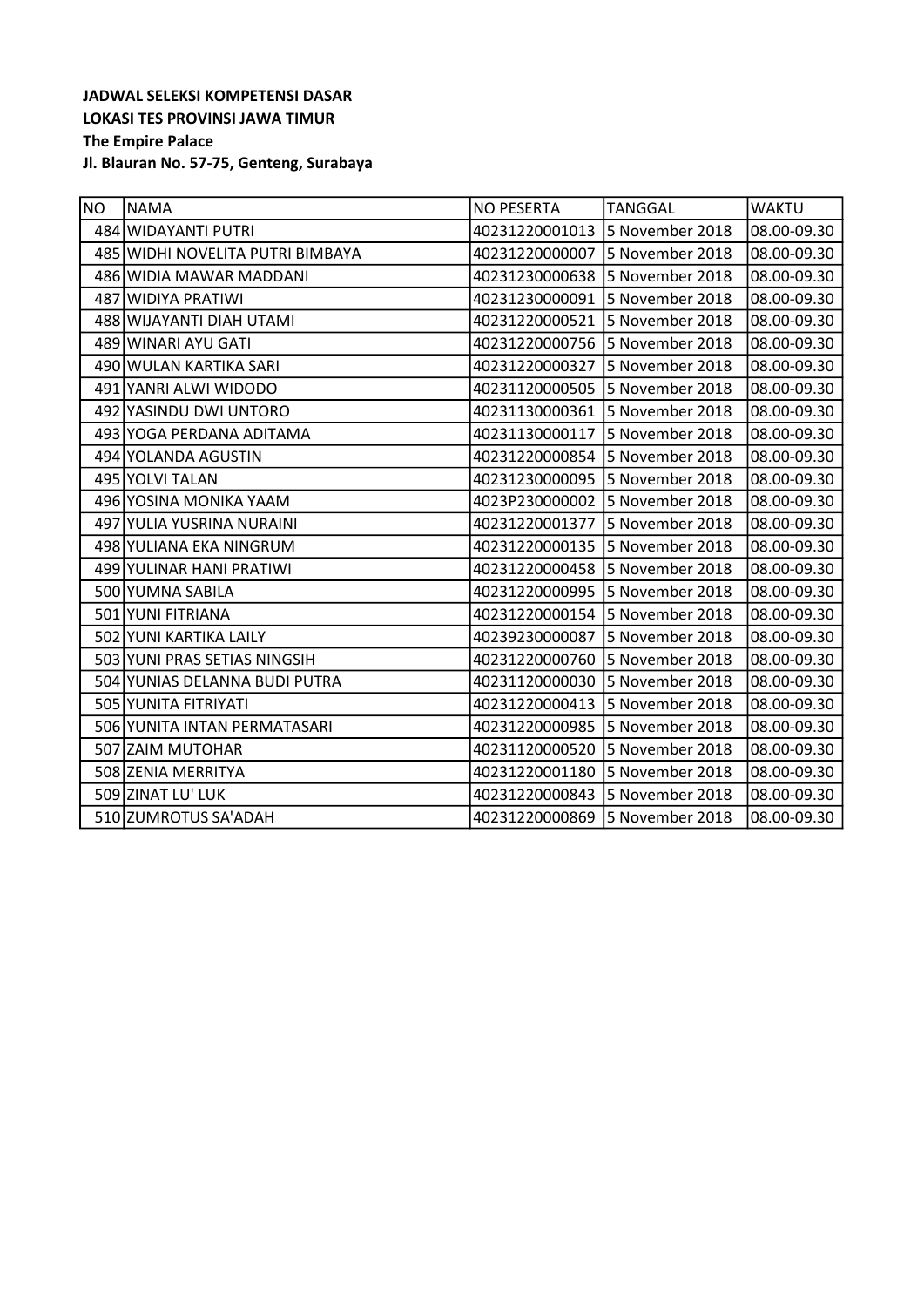**JADWAL SELEKSI KOMPETENSI DASAR**
**LOKASI TES PROVINSI JAWA TIMUR**
**The Empire Palace**
**Jl. Blauran No. 57-75, Genteng, Surabaya**

| NO | NAMA | NO PESERTA | TANGGAL | WAKTU |
|---|---|---|---|---|
| 484 | WIDAYANTI PUTRI | 40231220001013 | 5 November 2018 | 08.00-09.30 |
| 485 | WIDHI NOVELITA PUTRI BIMBAYA | 40231220000007 | 5 November 2018 | 08.00-09.30 |
| 486 | WIDIA MAWAR MADDANI | 40231230000638 | 5 November 2018 | 08.00-09.30 |
| 487 | WIDIYA PRATIWI | 40231230000091 | 5 November 2018 | 08.00-09.30 |
| 488 | WIJAYANTI DIAH UTAMI | 40231220000521 | 5 November 2018 | 08.00-09.30 |
| 489 | WINARI AYU GATI | 40231220000756 | 5 November 2018 | 08.00-09.30 |
| 490 | WULAN KARTIKA SARI | 40231220000327 | 5 November 2018 | 08.00-09.30 |
| 491 | YANRI ALWI WIDODO | 40231120000505 | 5 November 2018 | 08.00-09.30 |
| 492 | YASINDU DWI UNTORO | 40231130000361 | 5 November 2018 | 08.00-09.30 |
| 493 | YOGA PERDANA ADITAMA | 40231130000117 | 5 November 2018 | 08.00-09.30 |
| 494 | YOLANDA AGUSTIN | 40231220000854 | 5 November 2018 | 08.00-09.30 |
| 495 | YOLVI TALAN | 40231230000095 | 5 November 2018 | 08.00-09.30 |
| 496 | YOSINA MONIKA YAAM | 4023P230000002 | 5 November 2018 | 08.00-09.30 |
| 497 | YULIA YUSRINA NURAINI | 40231220001377 | 5 November 2018 | 08.00-09.30 |
| 498 | YULIANA EKA NINGRUM | 40231220000135 | 5 November 2018 | 08.00-09.30 |
| 499 | YULINAR HANI PRATIWI | 40231220000458 | 5 November 2018 | 08.00-09.30 |
| 500 | YUMNA SABILA | 40231220000995 | 5 November 2018 | 08.00-09.30 |
| 501 | YUNI FITRIANA | 40231220000154 | 5 November 2018 | 08.00-09.30 |
| 502 | YUNI KARTIKA LAILY | 40239230000087 | 5 November 2018 | 08.00-09.30 |
| 503 | YUNI PRAS SETIAS NINGSIH | 40231220000760 | 5 November 2018 | 08.00-09.30 |
| 504 | YUNIAS DELANNA BUDI PUTRA | 40231120000030 | 5 November 2018 | 08.00-09.30 |
| 505 | YUNITA FITRIYATI | 40231220000413 | 5 November 2018 | 08.00-09.30 |
| 506 | YUNITA INTAN PERMATASARI | 40231220000985 | 5 November 2018 | 08.00-09.30 |
| 507 | ZAIM MUTOHAR | 40231120000520 | 5 November 2018 | 08.00-09.30 |
| 508 | ZENIA MERRITYA | 40231220001180 | 5 November 2018 | 08.00-09.30 |
| 509 | ZINAT LU' LUK | 40231220000843 | 5 November 2018 | 08.00-09.30 |
| 510 | ZUMROTUS SA'ADAH | 40231220000869 | 5 November 2018 | 08.00-09.30 |